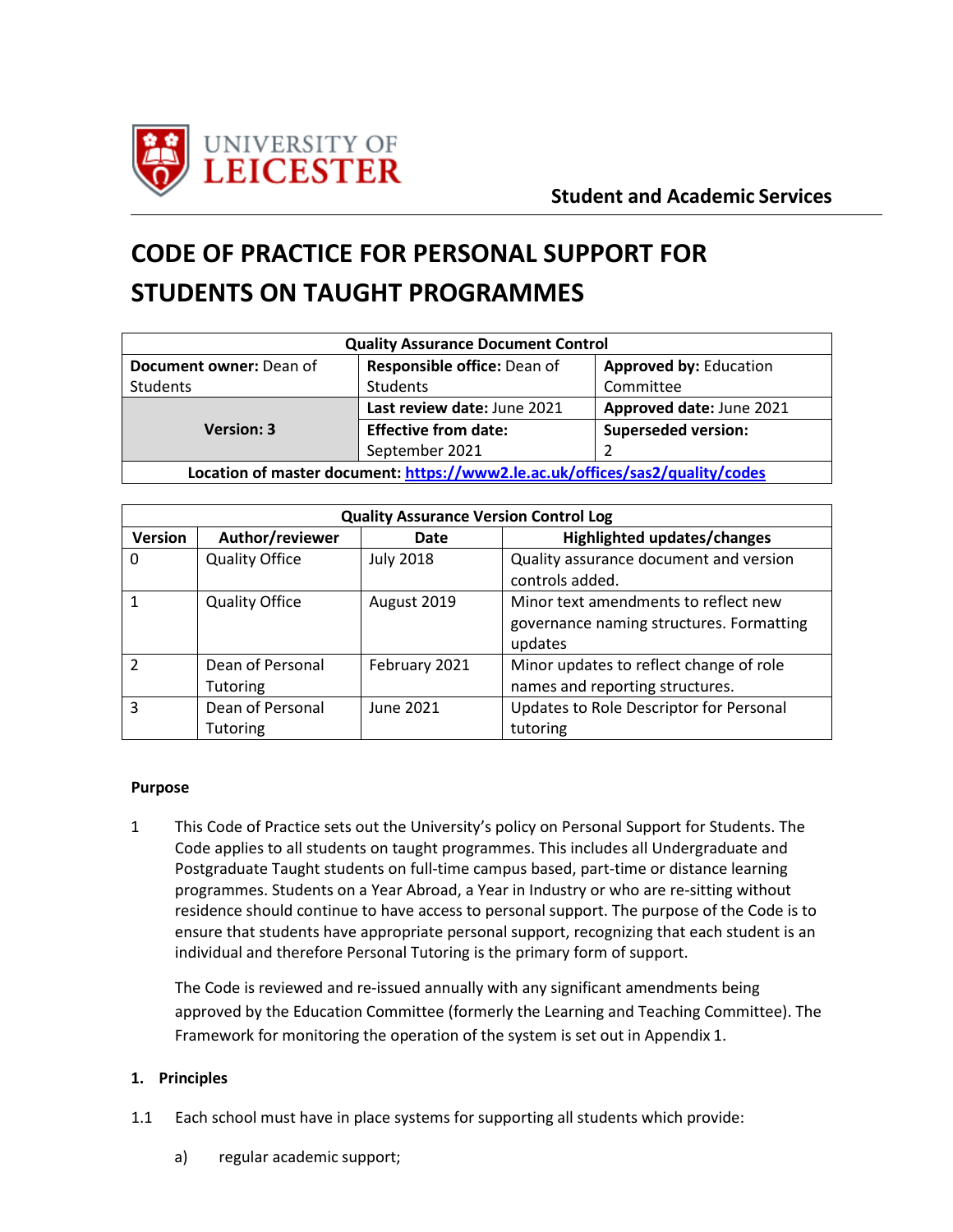Student and Academic Services

# CODE OF PRACTICE FOR PERSONAL SUPPORT FOR STUDENTS ON TAUGHT PROGRAMMES

| Quality Assurance Document Control | | |
|---|---|---|
| **Document owner:** Dean of Students | **Responsible office:** Dean of Students | **Approved by:** Education Committee |
| **Version: 3** | **Last review date:** June 2021 | **Approved date:** June 2021 |
| | **Effective from date:** September 2021 | **Superseded version:** 2 |
| **Location of master document:** https://www2.le.ac.uk/offices/sas2/quality/codes | | |

| Quality Assurance Version Control Log | | | |
|---|---|---|---|
| **Version** | **Author/reviewer** | **Date** | **Highlighted updates/changes** |
| 0 | Quality Office | July 2018 | Quality assurance document and version controls added. |
| 1 | Quality Office | August 2019 | Minor text amendments to reflect new governance naming structures. Formatting updates |
| 2 | Dean of Personal Tutoring | February 2021 | Minor updates to reflect change of role names and reporting structures. |
| 3 | Dean of Personal Tutoring | June 2021 | Updates to Role Descriptor for Personal tutoring |

**Purpose**

1 This Code of Practice sets out the University's policy on Personal Support for Students. The Code applies to all students on taught programmes. This includes all Undergraduate and Postgraduate Taught students on full-time campus based, part-time or distance learning programmes. Students on a Year Abroad, a Year in Industry or who are re-sitting without residence should continue to have access to personal support. The purpose of the Code is to ensure that students have appropriate personal support, recognizing that each student is an individual and therefore Personal Tutoring is the primary form of support.

The Code is reviewed and re-issued annually with any significant amendments being approved by the Education Committee (formerly the Learning and Teaching Committee). The Framework for monitoring the operation of the system is set out in Appendix 1.

**1. Principles**

1.1 Each school must have in place systems for supporting all students which provide:

a) regular academic support;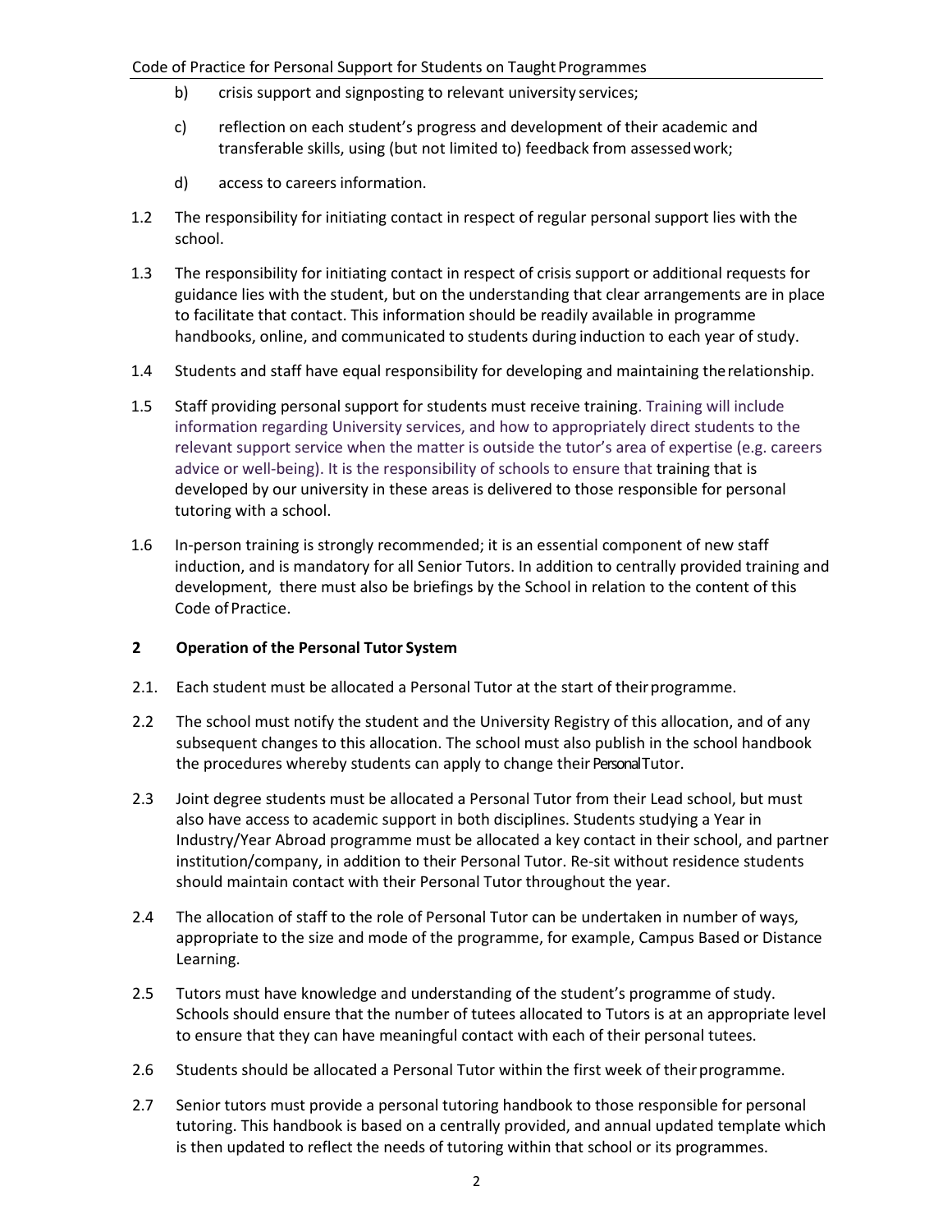b) crisis support and signposting to relevant university services;

c) reflection on each student's progress and development of their academic and transferable skills, using (but not limited to) feedback from assessed work;

d) access to careers information.

1.2 The responsibility for initiating contact in respect of regular personal support lies with the school.

1.3 The responsibility for initiating contact in respect of crisis support or additional requests for guidance lies with the student, but on the understanding that clear arrangements are in place to facilitate that contact. This information should be readily available in programme handbooks, online, and communicated to students during induction to each year of study.

1.4 Students and staff have equal responsibility for developing and maintaining the relationship.

1.5 Staff providing personal support for students must receive training. Training will include information regarding University services, and how to appropriately direct students to the relevant support service when the matter is outside the tutor's area of expertise (e.g. careers advice or well-being). It is the responsibility of schools to ensure that training that is developed by our university in these areas is delivered to those responsible for personal tutoring with a school.

1.6 In-person training is strongly recommended; it is an essential component of new staff induction, and is mandatory for all Senior Tutors. In addition to centrally provided training and development, there must also be briefings by the School in relation to the content of this Code of Practice.

**2 Operation of the Personal Tutor System**

2.1. Each student must be allocated a Personal Tutor at the start of their programme.

2.2 The school must notify the student and the University Registry of this allocation, and of any subsequent changes to this allocation. The school must also publish in the school handbook the procedures whereby students can apply to change their Personal Tutor.

2.3 Joint degree students must be allocated a Personal Tutor from their Lead school, but must also have access to academic support in both disciplines. Students studying a Year in Industry/Year Abroad programme must be allocated a key contact in their school, and partner institution/company, in addition to their Personal Tutor. Re-sit without residence students should maintain contact with their Personal Tutor throughout the year.

2.4 The allocation of staff to the role of Personal Tutor can be undertaken in number of ways, appropriate to the size and mode of the programme, for example, Campus Based or Distance Learning.

2.5 Tutors must have knowledge and understanding of the student's programme of study. Schools should ensure that the number of tutees allocated to Tutors is at an appropriate level to ensure that they can have meaningful contact with each of their personal tutees.

2.6 Students should be allocated a Personal Tutor within the first week of their programme.

2.7 Senior tutors must provide a personal tutoring handbook to those responsible for personal tutoring. This handbook is based on a centrally provided, and annual updated template which is then updated to reflect the needs of tutoring within that school or its programmes.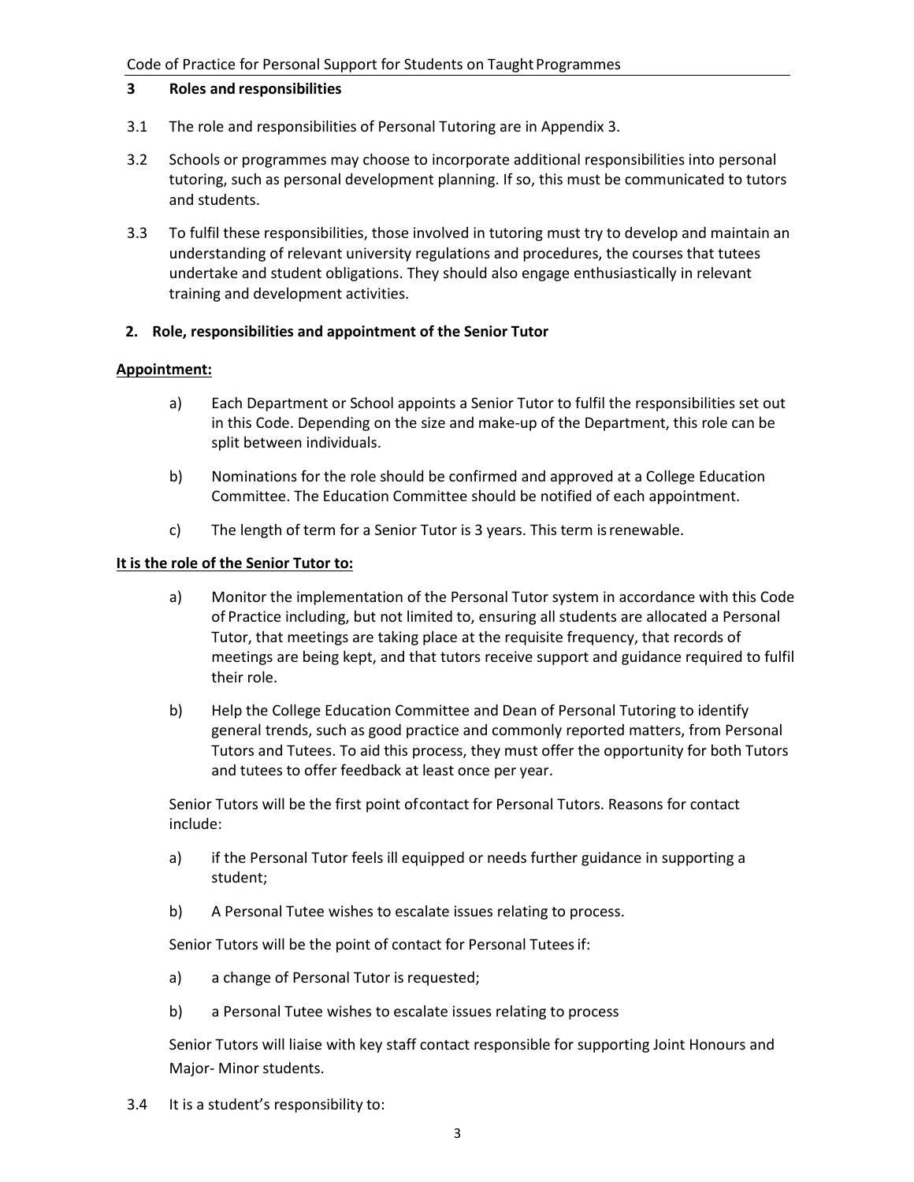## 3 Roles and responsibilities

3.1 The role and responsibilities of Personal Tutoring are in Appendix 3.

3.2 Schools or programmes may choose to incorporate additional responsibilities into personal tutoring, such as personal development planning. If so, this must be communicated to tutors and students.

3.3 To fulfil these responsibilities, those involved in tutoring must try to develop and maintain an understanding of relevant university regulations and procedures, the courses that tutees undertake and student obligations. They should also engage enthusiastically in relevant training and development activities.

### 2. Role, responsibilities and appointment of the Senior Tutor

**Appointment:**

a) Each Department or School appoints a Senior Tutor to fulfil the responsibilities set out in this Code. Depending on the size and make-up of the Department, this role can be split between individuals.

b) Nominations for the role should be confirmed and approved at a College Education Committee. The Education Committee should be notified of each appointment.

c) The length of term for a Senior Tutor is 3 years. This term is renewable.

**It is the role of the Senior Tutor to:**

a) Monitor the implementation of the Personal Tutor system in accordance with this Code of Practice including, but not limited to, ensuring all students are allocated a Personal Tutor, that meetings are taking place at the requisite frequency, that records of meetings are being kept, and that tutors receive support and guidance required to fulfil their role.

b) Help the College Education Committee and Dean of Personal Tutoring to identify general trends, such as good practice and commonly reported matters, from Personal Tutors and Tutees. To aid this process, they must offer the opportunity for both Tutors and tutees to offer feedback at least once per year.

Senior Tutors will be the first point of contact for Personal Tutors. Reasons for contact include:

a) if the Personal Tutor feels ill equipped or needs further guidance in supporting a student;

b) A Personal Tutee wishes to escalate issues relating to process.

Senior Tutors will be the point of contact for Personal Tutees if:

a) a change of Personal Tutor is requested;

b) a Personal Tutee wishes to escalate issues relating to process

Senior Tutors will liaise with key staff contact responsible for supporting Joint Honours and Major- Minor students.

3.4 It is a student's responsibility to: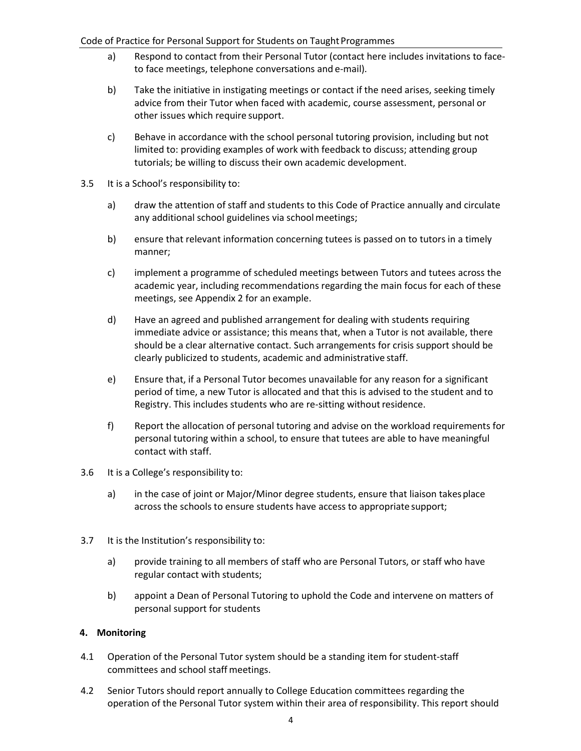a) Respond to contact from their Personal Tutor (contact here includes invitations to face-to face meetings, telephone conversations and e-mail).

b) Take the initiative in instigating meetings or contact if the need arises, seeking timely advice from their Tutor when faced with academic, course assessment, personal or other issues which require support.

c) Behave in accordance with the school personal tutoring provision, including but not limited to: providing examples of work with feedback to discuss; attending group tutorials; be willing to discuss their own academic development.

3.5 It is a School's responsibility to:

a) draw the attention of staff and students to this Code of Practice annually and circulate any additional school guidelines via school meetings;

b) ensure that relevant information concerning tutees is passed on to tutors in a timely manner;

c) implement a programme of scheduled meetings between Tutors and tutees across the academic year, including recommendations regarding the main focus for each of these meetings, see Appendix 2 for an example.

d) Have an agreed and published arrangement for dealing with students requiring immediate advice or assistance; this means that, when a Tutor is not available, there should be a clear alternative contact. Such arrangements for crisis support should be clearly publicized to students, academic and administrative staff.

e) Ensure that, if a Personal Tutor becomes unavailable for any reason for a significant period of time, a new Tutor is allocated and that this is advised to the student and to Registry. This includes students who are re-sitting without residence.

f) Report the allocation of personal tutoring and advise on the workload requirements for personal tutoring within a school, to ensure that tutees are able to have meaningful contact with staff.

3.6 It is a College's responsibility to:

a) in the case of joint or Major/Minor degree students, ensure that liaison takes place across the schools to ensure students have access to appropriate support;

3.7 It is the Institution's responsibility to:

a) provide training to all members of staff who are Personal Tutors, or staff who have regular contact with students;

b) appoint a Dean of Personal Tutoring to uphold the Code and intervene on matters of personal support for students

## 4. Monitoring

4.1 Operation of the Personal Tutor system should be a standing item for student-staff committees and school staff meetings.

4.2 Senior Tutors should report annually to College Education committees regarding the operation of the Personal Tutor system within their area of responsibility. This report should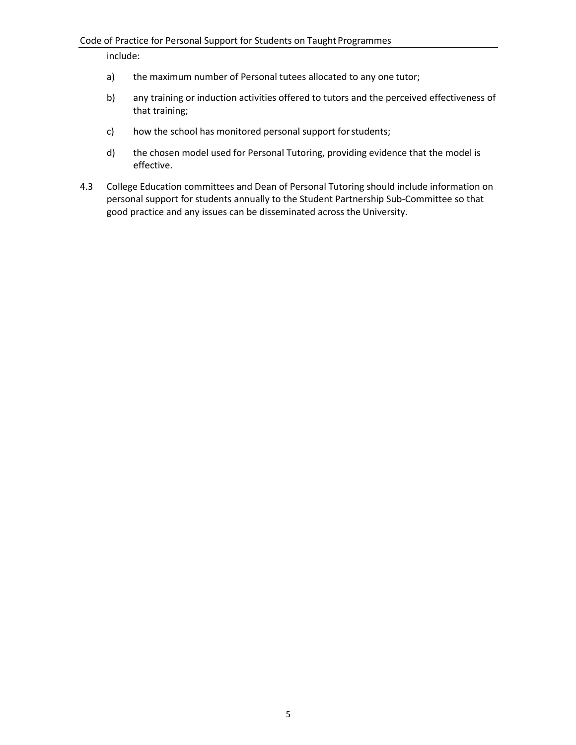include:

a) the maximum number of Personal tutees allocated to any one tutor;

b) any training or induction activities offered to tutors and the perceived effectiveness of that training;

c) how the school has monitored personal support for students;

d) the chosen model used for Personal Tutoring, providing evidence that the model is effective.

4.3 College Education committees and Dean of Personal Tutoring should include information on personal support for students annually to the Student Partnership Sub-Committee so that good practice and any issues can be disseminated across the University.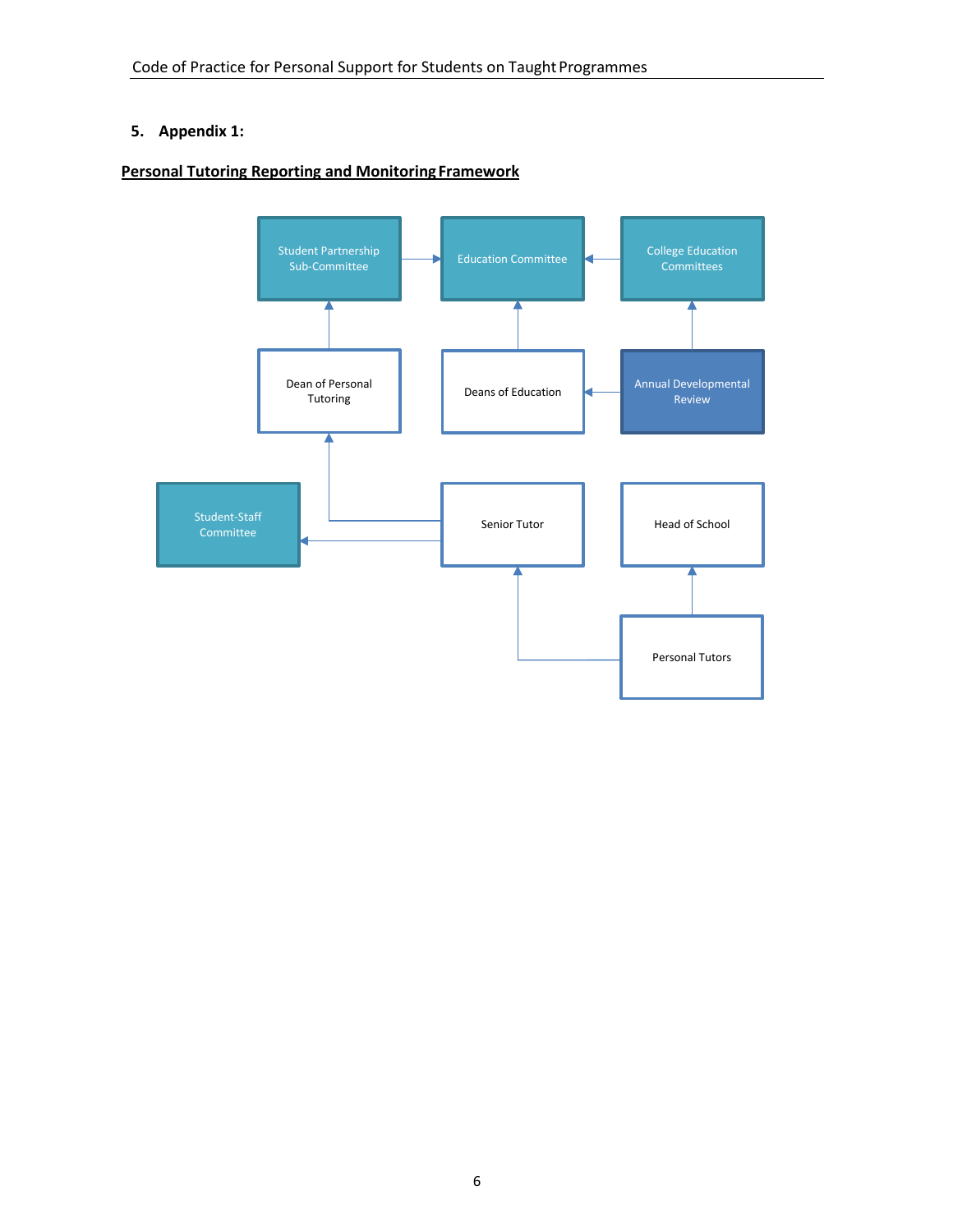## 5. Appendix 1:

**Personal Tutoring Reporting and Monitoring Framework**

Student Partnership Sub-Committee

Education Committee

College Education Committees

Dean of Personal Tutoring

Deans of Education

Annual Developmental Review

Student-Staff Committee

Senior Tutor

Head of School

Personal Tutors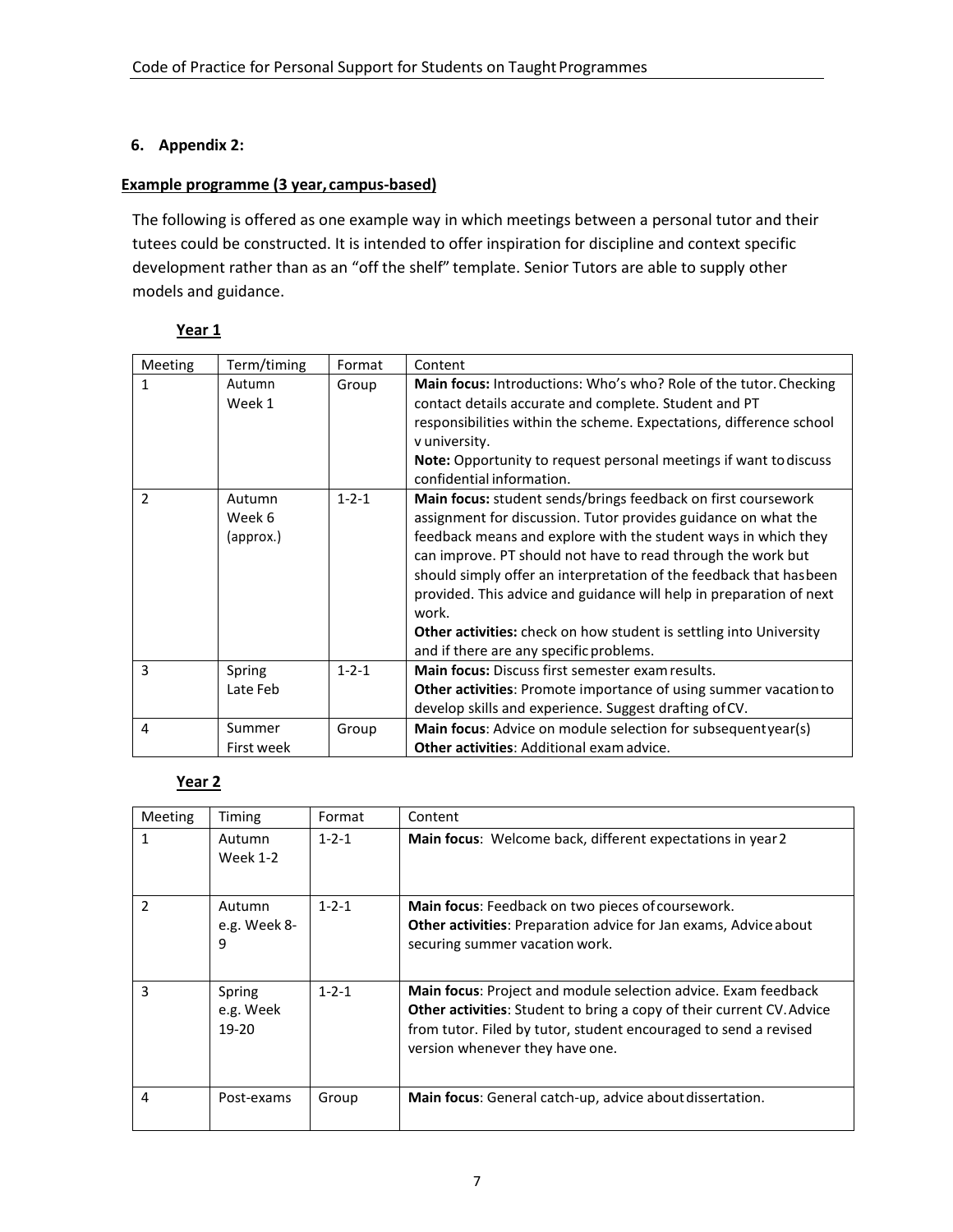## 6. Appendix 2:

**Example programme (3 year, campus-based)**

The following is offered as one example way in which meetings between a personal tutor and their tutees could be constructed. It is intended to offer inspiration for discipline and context specific development rather than as an "off the shelf" template. Senior Tutors are able to supply other models and guidance.

### Year 1

| Meeting | Term/timing | Format | Content |
|---|---|---|---|
| 1 | Autumn Week 1 | Group | **Main focus:** Introductions: Who's who? Role of the tutor. Checking contact details accurate and complete. Student and PT responsibilities within the scheme. Expectations, difference school v university.<br>**Note:** Opportunity to request personal meetings if want to discuss confidential information. |
| 2 | Autumn Week 6 (approx.) | 1-2-1 | **Main focus:** student sends/brings feedback on first coursework assignment for discussion. Tutor provides guidance on what the feedback means and explore with the student ways in which they can improve. PT should not have to read through the work but should simply offer an interpretation of the feedback that has been provided. This advice and guidance will help in preparation of next work.<br>**Other activities:** check on how student is settling into University and if there are any specific problems. |
| 3 | Spring Late Feb | 1-2-1 | **Main focus:** Discuss first semester exam results.<br>**Other activities**: Promote importance of using summer vacation to develop skills and experience. Suggest drafting of CV. |
| 4 | Summer First week | Group | **Main focus**: Advice on module selection for subsequent year(s)<br>**Other activities**: Additional exam advice. |

### Year 2

| Meeting | Timing | Format | Content |
|---|---|---|---|
| 1 | Autumn Week 1-2 | 1-2-1 | **Main focus**: Welcome back, different expectations in year 2 |
| 2 | Autumn e.g. Week 8-9 | 1-2-1 | **Main focus**: Feedback on two pieces of coursework.<br>**Other activities**: Preparation advice for Jan exams, Advice about securing summer vacation work. |
| 3 | Spring e.g. Week 19-20 | 1-2-1 | **Main focus**: Project and module selection advice. Exam feedback<br>**Other activities**: Student to bring a copy of their current CV. Advice from tutor. Filed by tutor, student encouraged to send a revised version whenever they have one. |
| 4 | Post-exams | Group | **Main focus**: General catch-up, advice about dissertation. |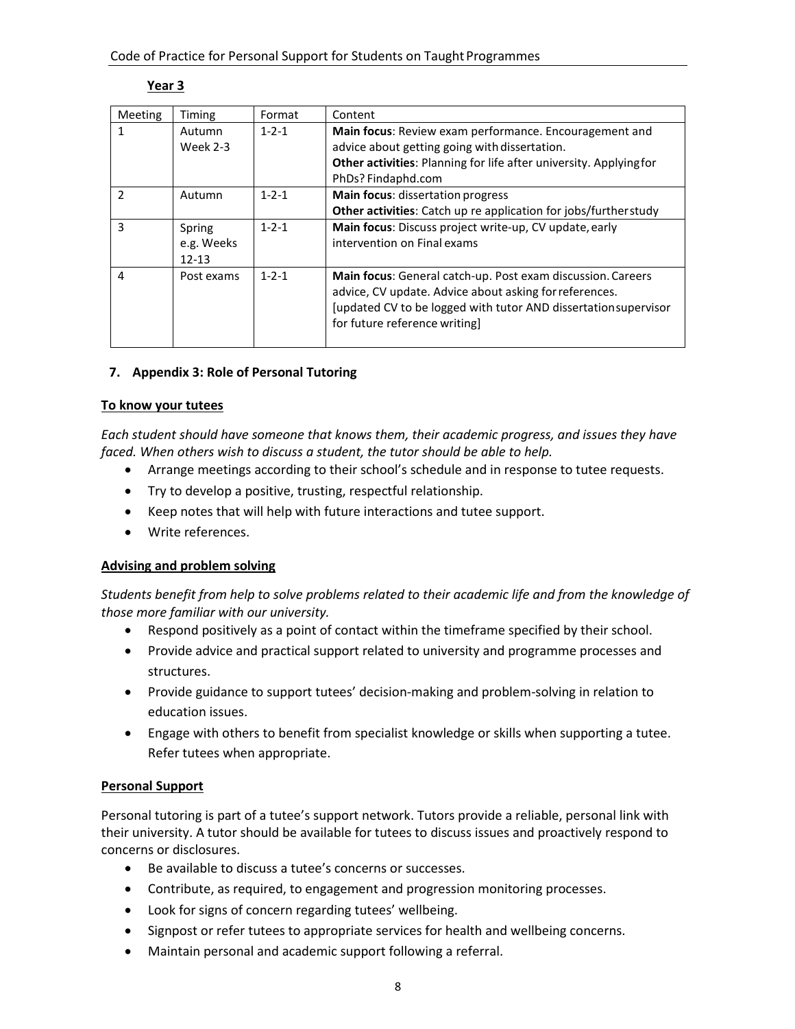**Year 3**

| Meeting | Timing | Format | Content |
|---|---|---|---|
| 1 | Autumn Week 2-3 | 1-2-1 | **Main focus**: Review exam performance. Encouragement and advice about getting going with dissertation. **Other activities**: Planning for life after university. Applying for PhDs? Findaphd.com |
| 2 | Autumn | 1-2-1 | **Main focus**: dissertation progress **Other activities**: Catch up re application for jobs/further study |
| 3 | Spring e.g. Weeks 12-13 | 1-2-1 | **Main focus**: Discuss project write-up, CV update, early intervention on Final exams |
| 4 | Post exams | 1-2-1 | **Main focus**: General catch-up. Post exam discussion. Careers advice, CV update. Advice about asking for references. [updated CV to be logged with tutor AND dissertation supervisor for future reference writing] |

## 7. Appendix 3: Role of Personal Tutoring

**To know your tutees**

*Each student should have someone that knows them, their academic progress, and issues they have faced. When others wish to discuss a student, the tutor should be able to help.*

- Arrange meetings according to their school's schedule and in response to tutee requests.
- Try to develop a positive, trusting, respectful relationship.
- Keep notes that will help with future interactions and tutee support.
- Write references.

**Advising and problem solving**

*Students benefit from help to solve problems related to their academic life and from the knowledge of those more familiar with our university.*

- Respond positively as a point of contact within the timeframe specified by their school.
- Provide advice and practical support related to university and programme processes and structures.
- Provide guidance to support tutees' decision-making and problem-solving in relation to education issues.
- Engage with others to benefit from specialist knowledge or skills when supporting a tutee. Refer tutees when appropriate.

**Personal Support**

Personal tutoring is part of a tutee's support network. Tutors provide a reliable, personal link with their university. A tutor should be available for tutees to discuss issues and proactively respond to concerns or disclosures.

- Be available to discuss a tutee's concerns or successes.
- Contribute, as required, to engagement and progression monitoring processes.
- Look for signs of concern regarding tutees' wellbeing.
- Signpost or refer tutees to appropriate services for health and wellbeing concerns.
- Maintain personal and academic support following a referral.